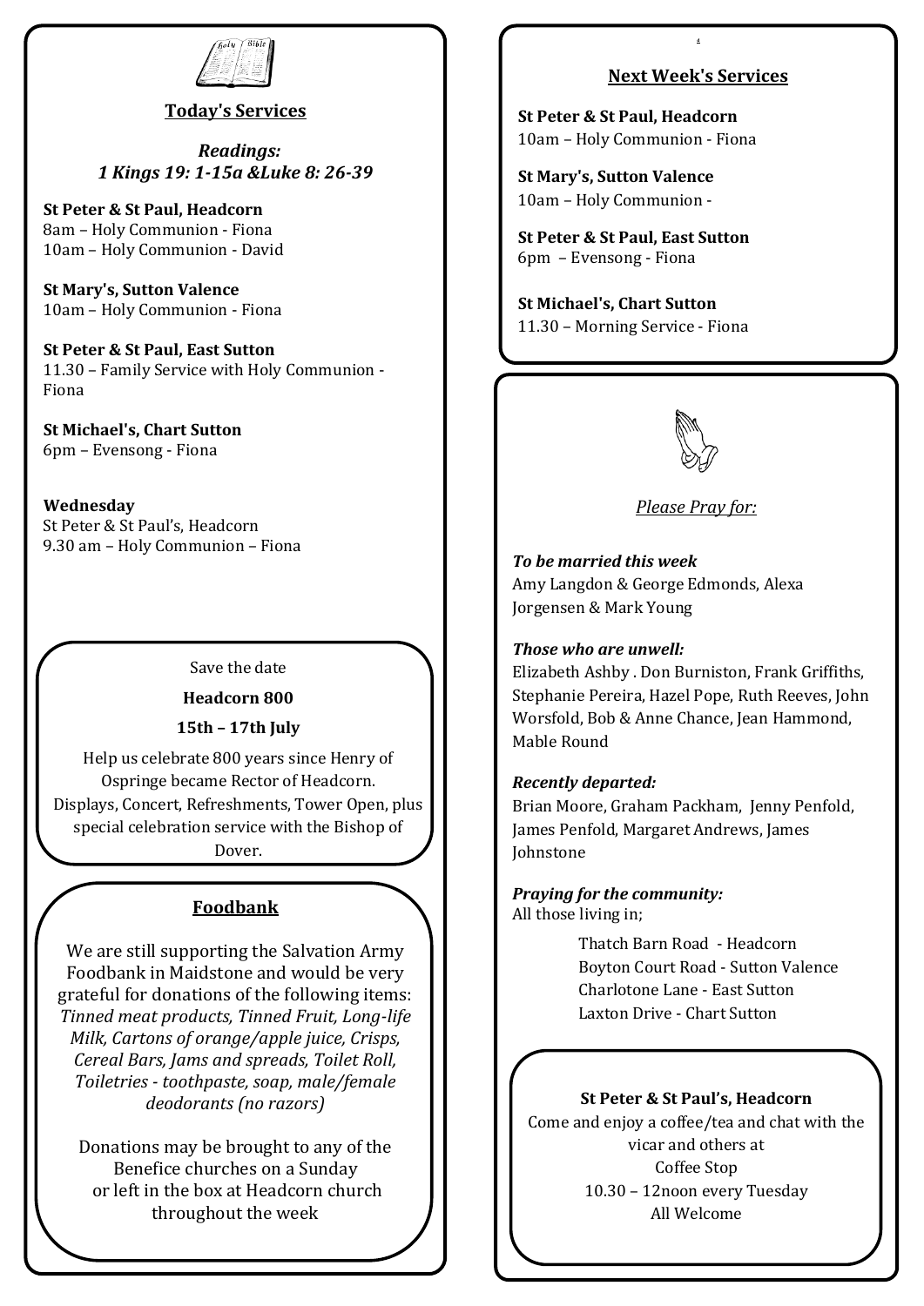## Today's Services

***Readings:***
***1 Kings 19: 1-15a &Luke 8: 26-39***

**St Peter & St Paul, Headcorn**
8am – Holy Communion - Fiona
10am – Holy Communion - David

**St Mary's, Sutton Valence**
10am – Holy Communion - Fiona

**St Peter & St Paul, East Sutton**
11.30 – Family Service with Holy Communion - Fiona

**St Michael's, Chart Sutton**
6pm – Evensong - Fiona

**Wednesday**
St Peter & St Paul's, Headcorn
9.30 am – Holy Communion – Fiona

Save the date

**Headcorn 800**

**15th – 17th July**

Help us celebrate 800 years since Henry of Ospringe became Rector of Headcorn. Displays, Concert, Refreshments, Tower Open, plus special celebration service with the Bishop of Dover.

## Foodbank

We are still supporting the Salvation Army Foodbank in Maidstone and would be very grateful for donations of the following items: *Tinned meat products, Tinned Fruit, Long-life Milk, Cartons of orange/apple juice, Crisps, Cereal Bars, Jams and spreads, Toilet Roll, Toiletries - toothpaste, soap, male/female deodorants (no razors)*

Donations may be brought to any of the Benefice churches on a Sunday or left in the box at Headcorn church throughout the week

## Next Week's Services

**St Peter & St Paul, Headcorn**
10am – Holy Communion - Fiona

**St Mary's, Sutton Valence**
10am – Holy Communion -

**St Peter & St Paul, East Sutton**
6pm – Evensong - Fiona

**St Michael's, Chart Sutton**
11.30 – Morning Service - Fiona

*Please Pray for:*

***To be married this week***
Amy Langdon & George Edmonds, Alexa Jorgensen & Mark Young

***Those who are unwell:***
Elizabeth Ashby . Don Burniston, Frank Griffiths, Stephanie Pereira, Hazel Pope, Ruth Reeves, John Worsfold, Bob & Anne Chance, Jean Hammond, Mable Round

***Recently departed:***
Brian Moore, Graham Packham, Jenny Penfold, James Penfold, Margaret Andrews, James Johnstone

***Praying for the community:***
All those living in;

Thatch Barn Road - Headcorn
Boyton Court Road - Sutton Valence
Charlotone Lane - East Sutton
Laxton Drive - Chart Sutton

**St Peter & St Paul's, Headcorn**
Come and enjoy a coffee/tea and chat with the vicar and others at
Coffee Stop
10.30 – 12noon every Tuesday
All Welcome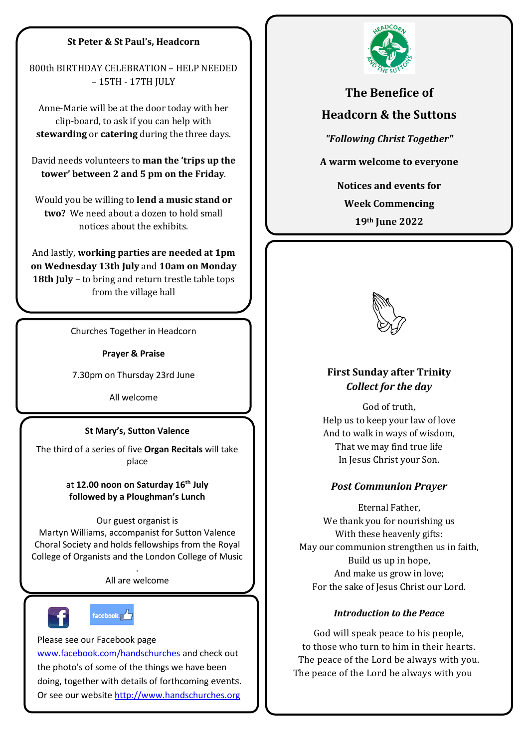**St Peter & St Paul's, Headcorn**

800th BIRTHDAY CELEBRATION – HELP NEEDED – 15TH - 17TH JULY

Anne-Marie will be at the door today with her clip-board, to ask if you can help with **stewarding** or **catering** during the three days.

David needs volunteers to **man the 'trips up the tower' between 2 and 5 pm on the Friday**.

Would you be willing to **lend a music stand or two?** We need about a dozen to hold small notices about the exhibits.

And lastly, **working parties are needed at 1pm on Wednesday 13th July** and **10am on Monday 18th July** – to bring and return trestle table tops from the village hall

---

Churches Together in Headcorn

**Prayer & Praise**

7.30pm on Thursday 23rd June

All welcome

---

**St Mary's, Sutton Valence**

The third of a series of five **Organ Recitals** will take place

at **12.00 noon on Saturday 16th July followed by a Ploughman's Lunch**

Our guest organist is
Martyn Williams, accompanist for Sutton Valence Choral Society and holds fellowships from the Royal College of Organists and the London College of Music

All are welcome

---

Please see our Facebook page www.facebook.com/handschurches and check out the photo's of some of the things we have been doing, together with details of forthcoming events. Or see our website http://www.handschurches.org

---

## The Benefice of Headcorn & the Suttons

*"Following Christ Together"*

**A warm welcome to everyone**

**Notices and events for**
**Week Commencing**
**19th June 2022**

---

### First Sunday after Trinity
### *Collect for the day*

God of truth,
Help us to keep your law of love
And to walk in ways of wisdom,
That we may find true life
In Jesus Christ your Son.

### *Post Communion Prayer*

Eternal Father,
We thank you for nourishing us
With these heavenly gifts:
May our communion strengthen us in faith,
Build us up in hope,
And make us grow in love;
For the sake of Jesus Christ our Lord.

### *Introduction to the Peace*

God will speak peace to his people,
to those who turn to him in their hearts.
The peace of the Lord be always with you.
The peace of the Lord be always with you